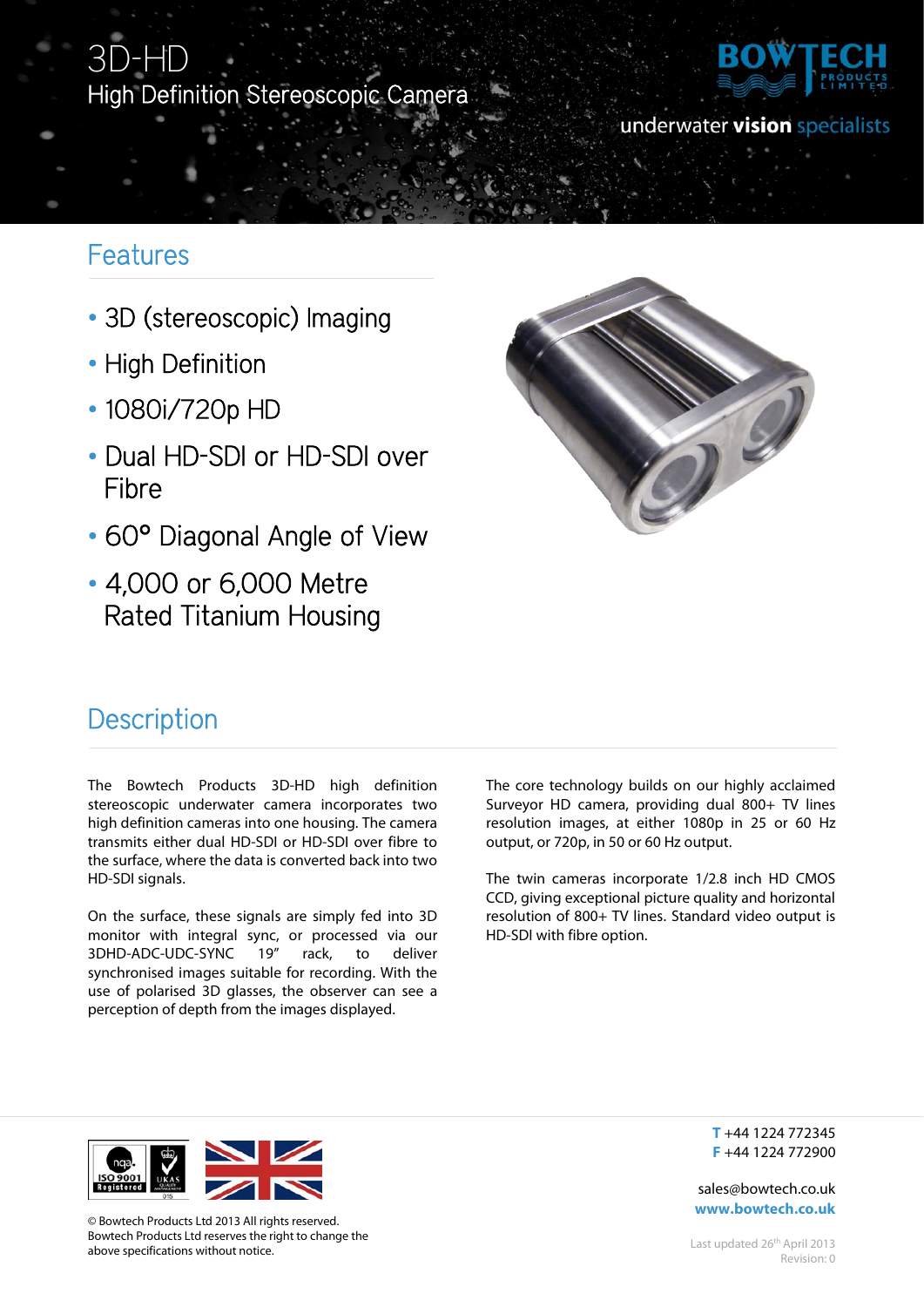# 3D-HD

## High Definition Stereoscopic Camera

underwater **vision** specialists

## Features

- 3D (stereoscopic) Imaging
- High Definition
- 1080i/720p HD
- Dual HD-SDI or HD-SDI over Fibre
- 60° Diagonal Angle of View
- 4,000 or 6,000 Metre Rated Titanium Housing

## Description

The Bowtech Products 3D-HD high definition stereoscopic underwater camera incorporates two high definition cameras into one housing. The camera transmits either dual HD-SDI or HD-SDI over fibre to the surface, where the data is converted back into two HD-SDI signals.

On the surface, these signals are simply fed into 3D monitor with integral sync, or processed via our 3DHD-ADC-UDC-SYNC 19" rack, to deliver synchronised images suitable for recording. With the use of polarised 3D glasses, the observer can see a perception of depth from the images displayed.

The core technology builds on our highly acclaimed Surveyor HD camera, providing dual 800+ TV lines resolution images, at either 1080p in 25 or 60 Hz output, or 720p, in 50 or 60 Hz output.

The twin cameras incorporate 1/2.8 inch HD CMOS CCD, giving exceptional picture quality and horizontal resolution of 800+ TV lines. Standard video output is HD-SDI with fibre option.

© Bowtech Products Ltd 2013 All rights reserved.
Bowtech Products Ltd reserves the right to change the above specifications without notice.

**T** +44 1224 772345
**F** +44 1224 772900

sales@bowtech.co.uk
**www.bowtech.co.uk**

Last updated 26th April 2013
Revision: 0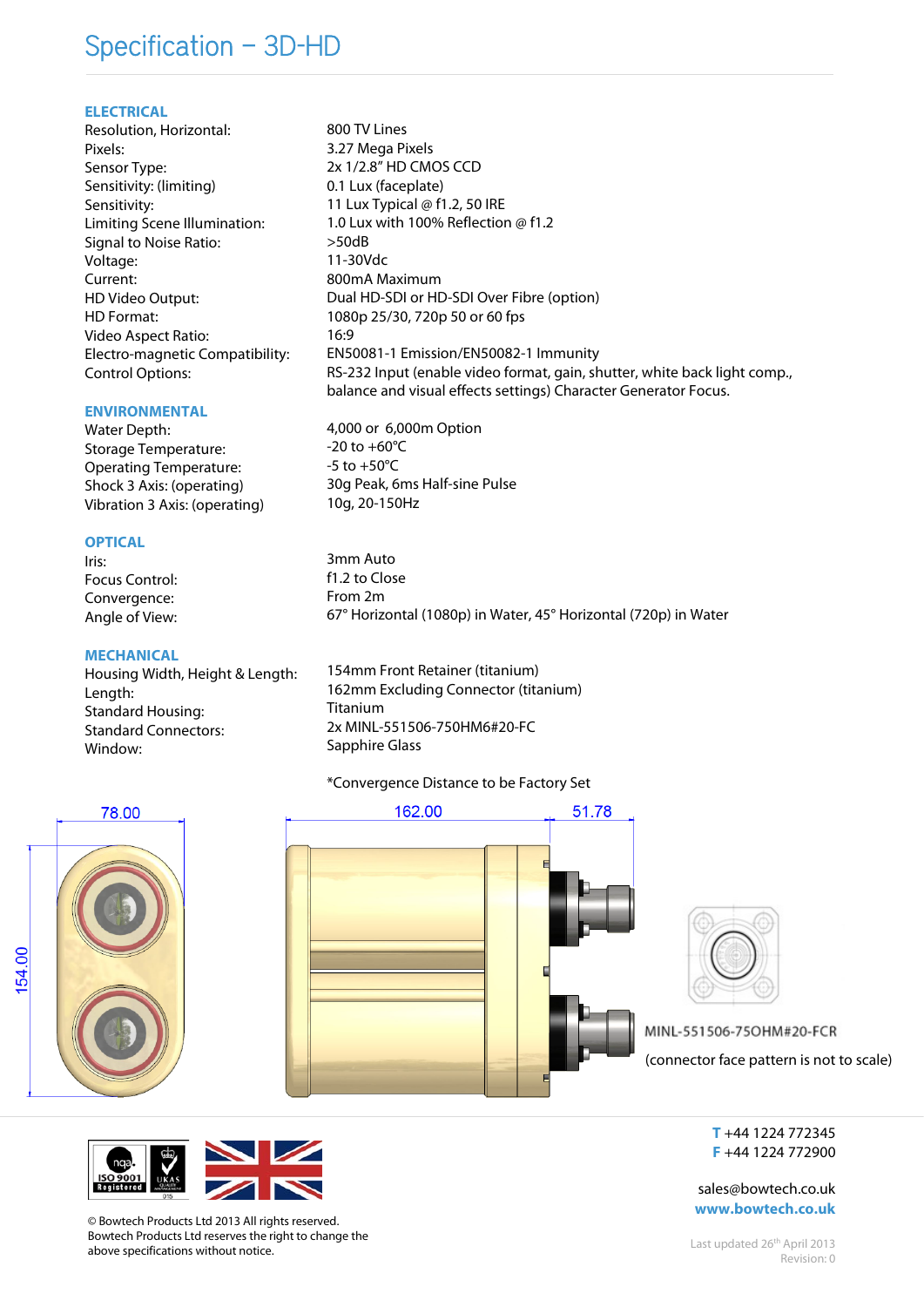# Specification – 3D-HD

## ELECTRICAL

| | |
|---|---|
| Resolution, Horizontal: | 800 TV Lines |
| Pixels: | 3.27 Mega Pixels |
| Sensor Type: | 2x 1/2.8" HD CMOS CCD |
| Sensitivity: (limiting) | 0.1 Lux (faceplate) |
| Sensitivity: | 11 Lux Typical @ f1.2, 50 IRE |
| Limiting Scene Illumination: | 1.0 Lux with 100% Reflection @ f1.2 |
| Signal to Noise Ratio: | >50dB |
| Voltage: | 11-30Vdc |
| Current: | 800mA Maximum |
| HD Video Output: | Dual HD-SDI or HD-SDI Over Fibre (option) |
| HD Format: | 1080p 25/30, 720p 50 or 60 fps |
| Video Aspect Ratio: | 16:9 |
| Electro-magnetic Compatibility: | EN50081-1 Emission/EN50082-1 Immunity |
| Control Options: | RS-232 Input (enable video format, gain, shutter, white back light comp., balance and visual effects settings) Character Generator Focus. |

## ENVIRONMENTAL

| | |
|---|---|
| Water Depth: | 4,000 or 6,000m Option |
| Storage Temperature: | -20 to +60°C |
| Operating Temperature: | -5 to +50°C |
| Shock 3 Axis: (operating) | 30g Peak, 6ms Half-sine Pulse |
| Vibration 3 Axis: (operating) | 10g, 20-150Hz |

## OPTICAL

| | |
|---|---|
| Iris: | 3mm Auto |
| Focus Control: | f1.2 to Close |
| Convergence: | From 2m |
| Angle of View: | 67° Horizontal (1080p) in Water, 45° Horizontal (720p) in Water |

## MECHANICAL

| | |
|---|---|
| Housing Width, Height & Length: | 154mm Front Retainer (titanium) |
| Length: | 162mm Excluding Connector (titanium) |
| Standard Housing: | Titanium |
| Standard Connectors: | 2x MINL-551506-750HM6#20-FC |
| Window: | Sapphire Glass |

*Convergence Distance to be Factory Set

78.00

154.00

162.00

51.78

MINL-551506-75OHM#20-FCR

(connector face pattern is not to scale)

T +44 1224 772345
F +44 1224 772900

sales@bowtech.co.uk
www.bowtech.co.uk

© Bowtech Products Ltd 2013 All rights reserved.
Bowtech Products Ltd reserves the right to change the above specifications without notice.

Last updated 26th April 2013
Revision: 0